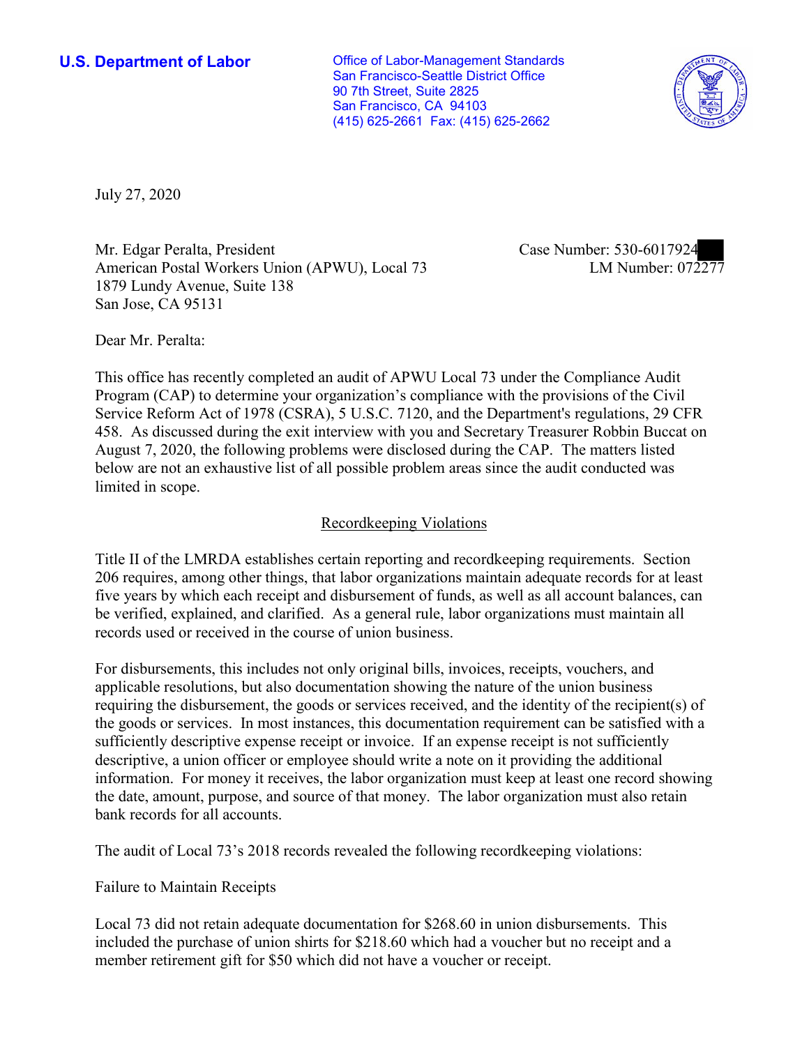**U.S. Department of Labor**

Office of Labor-Management Standards
San Francisco-Seattle District Office
90 7th Street, Suite 2825
San Francisco, CA 94103
(415) 625-2661 Fax: (415) 625-2662

July 27, 2020

Mr. Edgar Peralta, President
American Postal Workers Union (APWU), Local 73
1879 Lundy Avenue, Suite 138
San Jose, CA 95131

Case Number: 530-6017924
LM Number: 072277

Dear Mr. Peralta:

This office has recently completed an audit of APWU Local 73 under the Compliance Audit Program (CAP) to determine your organization's compliance with the provisions of the Civil Service Reform Act of 1978 (CSRA), 5 U.S.C. 7120, and the Department's regulations, 29 CFR 458. As discussed during the exit interview with you and Secretary Treasurer Robbin Buccat on August 7, 2020, the following problems were disclosed during the CAP. The matters listed below are not an exhaustive list of all possible problem areas since the audit conducted was limited in scope.

## Recordkeeping Violations

Title II of the LMRDA establishes certain reporting and recordkeeping requirements. Section 206 requires, among other things, that labor organizations maintain adequate records for at least five years by which each receipt and disbursement of funds, as well as all account balances, can be verified, explained, and clarified. As a general rule, labor organizations must maintain all records used or received in the course of union business.

For disbursements, this includes not only original bills, invoices, receipts, vouchers, and applicable resolutions, but also documentation showing the nature of the union business requiring the disbursement, the goods or services received, and the identity of the recipient(s) of the goods or services. In most instances, this documentation requirement can be satisfied with a sufficiently descriptive expense receipt or invoice. If an expense receipt is not sufficiently descriptive, a union officer or employee should write a note on it providing the additional information. For money it receives, the labor organization must keep at least one record showing the date, amount, purpose, and source of that money. The labor organization must also retain bank records for all accounts.

The audit of Local 73's 2018 records revealed the following recordkeeping violations:

### Failure to Maintain Receipts

Local 73 did not retain adequate documentation for $268.60 in union disbursements. This included the purchase of union shirts for $218.60 which had a voucher but no receipt and a member retirement gift for $50 which did not have a voucher or receipt.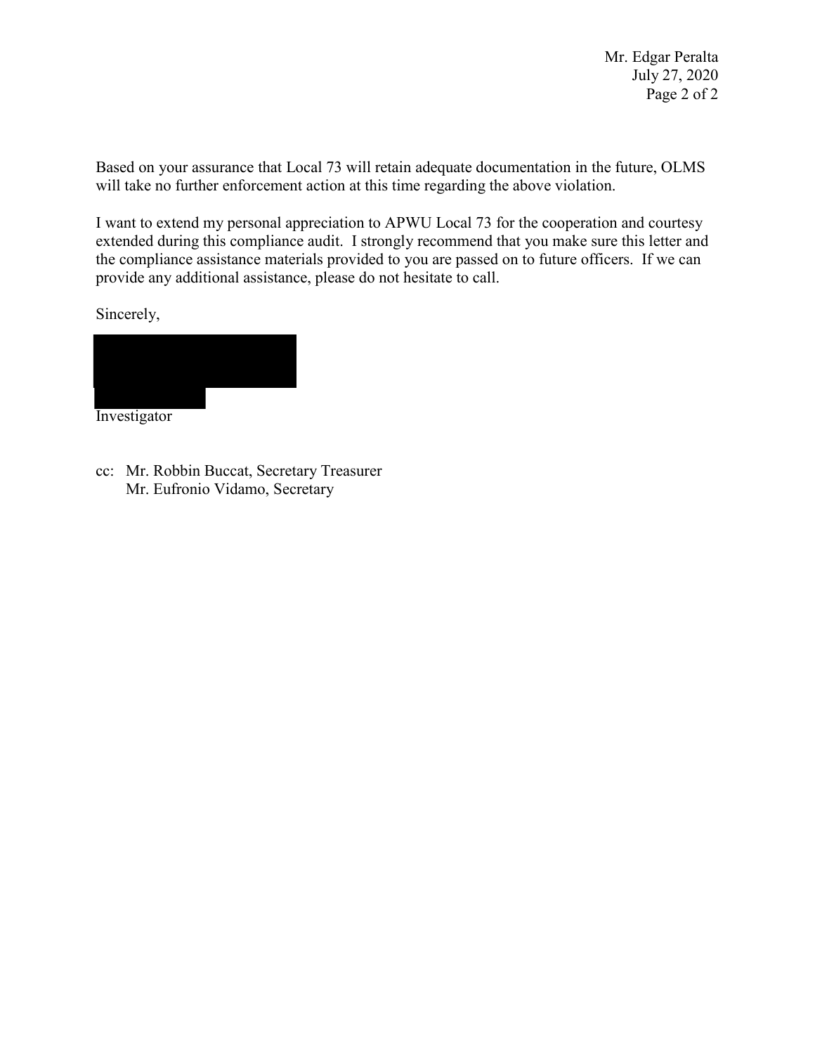Based on your assurance that Local 73 will retain adequate documentation in the future, OLMS will take no further enforcement action at this time regarding the above violation.

I want to extend my personal appreciation to APWU Local 73 for the cooperation and courtesy extended during this compliance audit. I strongly recommend that you make sure this letter and the compliance assistance materials provided to you are passed on to future officers. If we can provide any additional assistance, please do not hesitate to call.

Sincerely,

Investigator

cc: Mr. Robbin Buccat, Secretary Treasurer
Mr. Eufronio Vidamo, Secretary